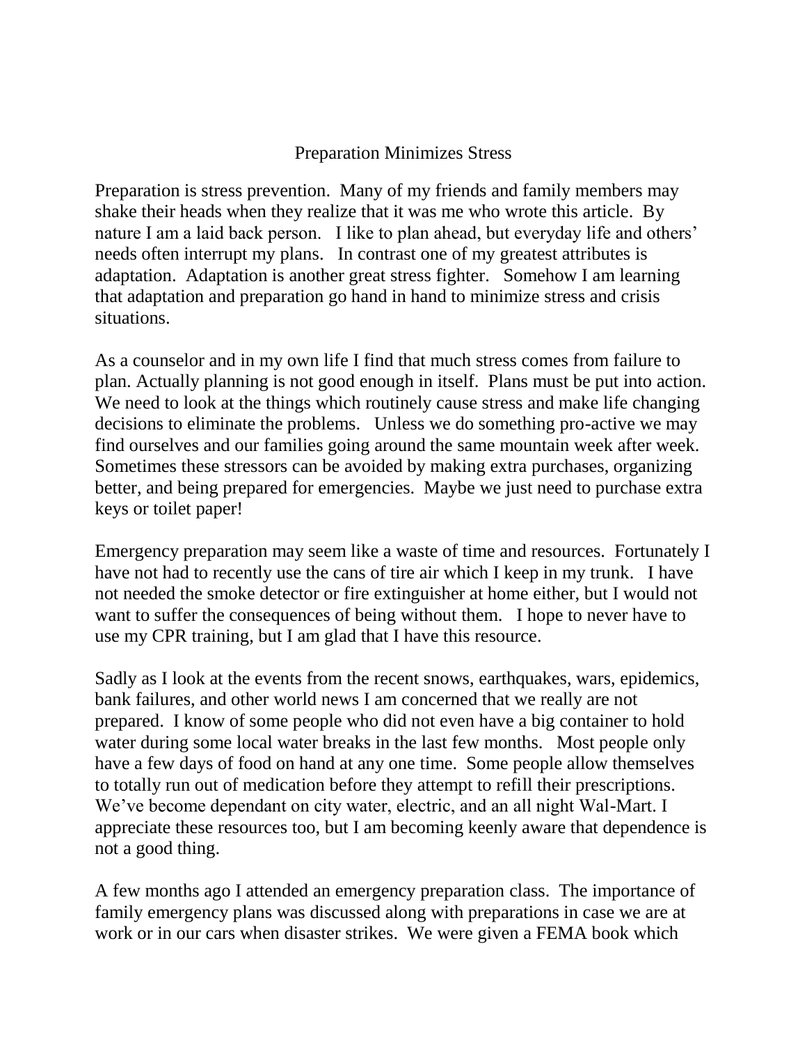# Preparation Minimizes Stress

Preparation is stress prevention. Many of my friends and family members may shake their heads when they realize that it was me who wrote this article. By nature I am a laid back person. I like to plan ahead, but everyday life and others' needs often interrupt my plans. In contrast one of my greatest attributes is adaptation. Adaptation is another great stress fighter. Somehow I am learning that adaptation and preparation go hand in hand to minimize stress and crisis situations.

As a counselor and in my own life I find that much stress comes from failure to plan. Actually planning is not good enough in itself. Plans must be put into action. We need to look at the things which routinely cause stress and make life changing decisions to eliminate the problems. Unless we do something pro-active we may find ourselves and our families going around the same mountain week after week. Sometimes these stressors can be avoided by making extra purchases, organizing better, and being prepared for emergencies. Maybe we just need to purchase extra keys or toilet paper!

Emergency preparation may seem like a waste of time and resources. Fortunately I have not had to recently use the cans of tire air which I keep in my trunk. I have not needed the smoke detector or fire extinguisher at home either, but I would not want to suffer the consequences of being without them. I hope to never have to use my CPR training, but I am glad that I have this resource.

Sadly as I look at the events from the recent snows, earthquakes, wars, epidemics, bank failures, and other world news I am concerned that we really are not prepared. I know of some people who did not even have a big container to hold water during some local water breaks in the last few months. Most people only have a few days of food on hand at any one time. Some people allow themselves to totally run out of medication before they attempt to refill their prescriptions. We've become dependant on city water, electric, and an all night Wal-Mart. I appreciate these resources too, but I am becoming keenly aware that dependence is not a good thing.

A few months ago I attended an emergency preparation class. The importance of family emergency plans was discussed along with preparations in case we are at work or in our cars when disaster strikes. We were given a FEMA book which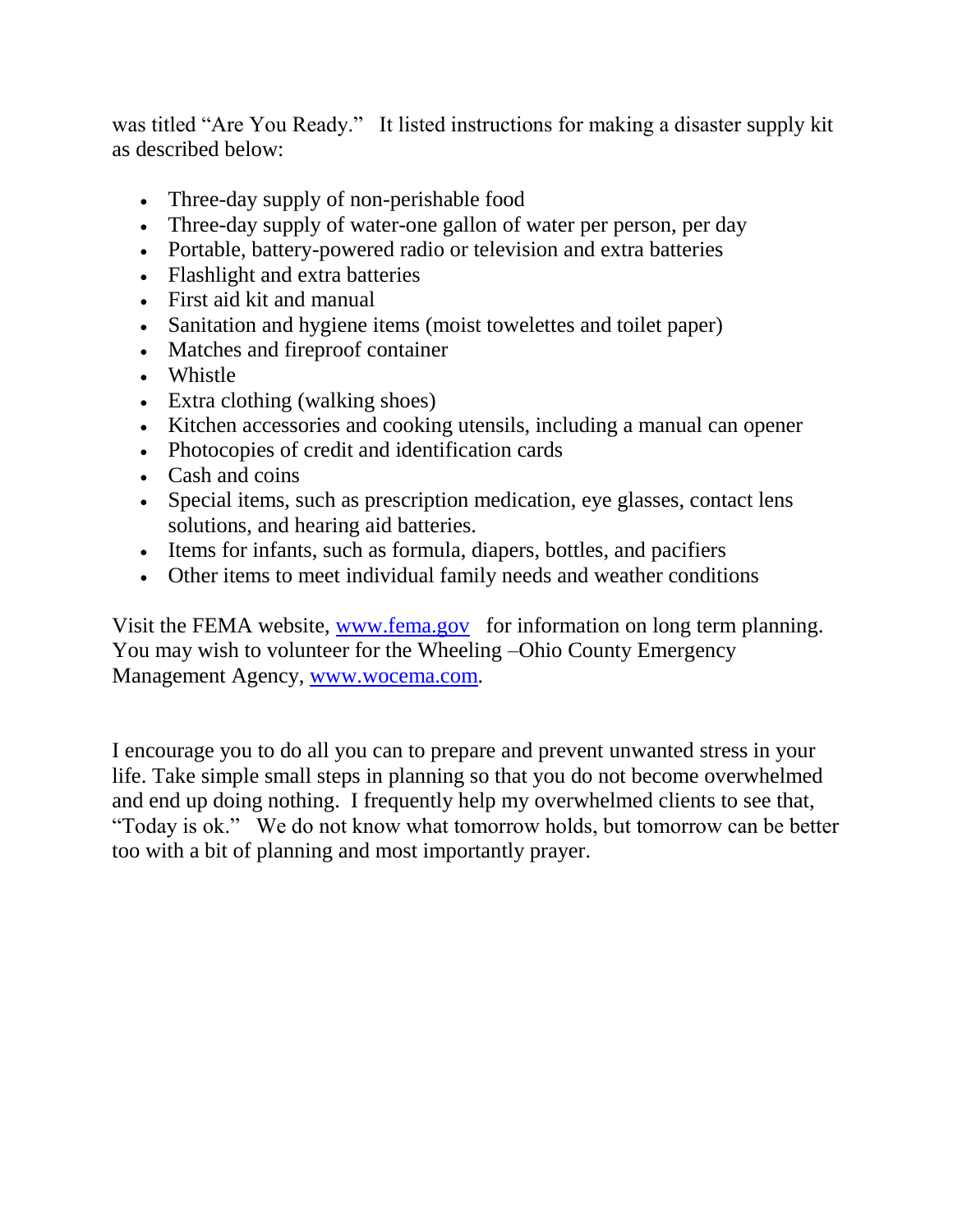was titled "Are You Ready." It listed instructions for making a disaster supply kit as described below:

- Three-day supply of non-perishable food
- Three-day supply of water-one gallon of water per person, per day
- Portable, battery-powered radio or television and extra batteries
- Flashlight and extra batteries
- First aid kit and manual
- Sanitation and hygiene items (moist towelettes and toilet paper)
- Matches and fireproof container
- Whistle
- Extra clothing (walking shoes)
- Kitchen accessories and cooking utensils, including a manual can opener
- Photocopies of credit and identification cards
- Cash and coins
- Special items, such as prescription medication, eye glasses, contact lens solutions, and hearing aid batteries.
- Items for infants, such as formula, diapers, bottles, and pacifiers
- Other items to meet individual family needs and weather conditions

Visit the FEMA website, [www.fema.gov](http://www.fema.gov) for information on long term planning. You may wish to volunteer for the Wheeling –Ohio County Emergency Management Agency, [www.wocema.com](http://www.wocema.com).

I encourage you to do all you can to prepare and prevent unwanted stress in your life. Take simple small steps in planning so that you do not become overwhelmed and end up doing nothing. I frequently help my overwhelmed clients to see that, "Today is ok." We do not know what tomorrow holds, but tomorrow can be better too with a bit of planning and most importantly prayer.